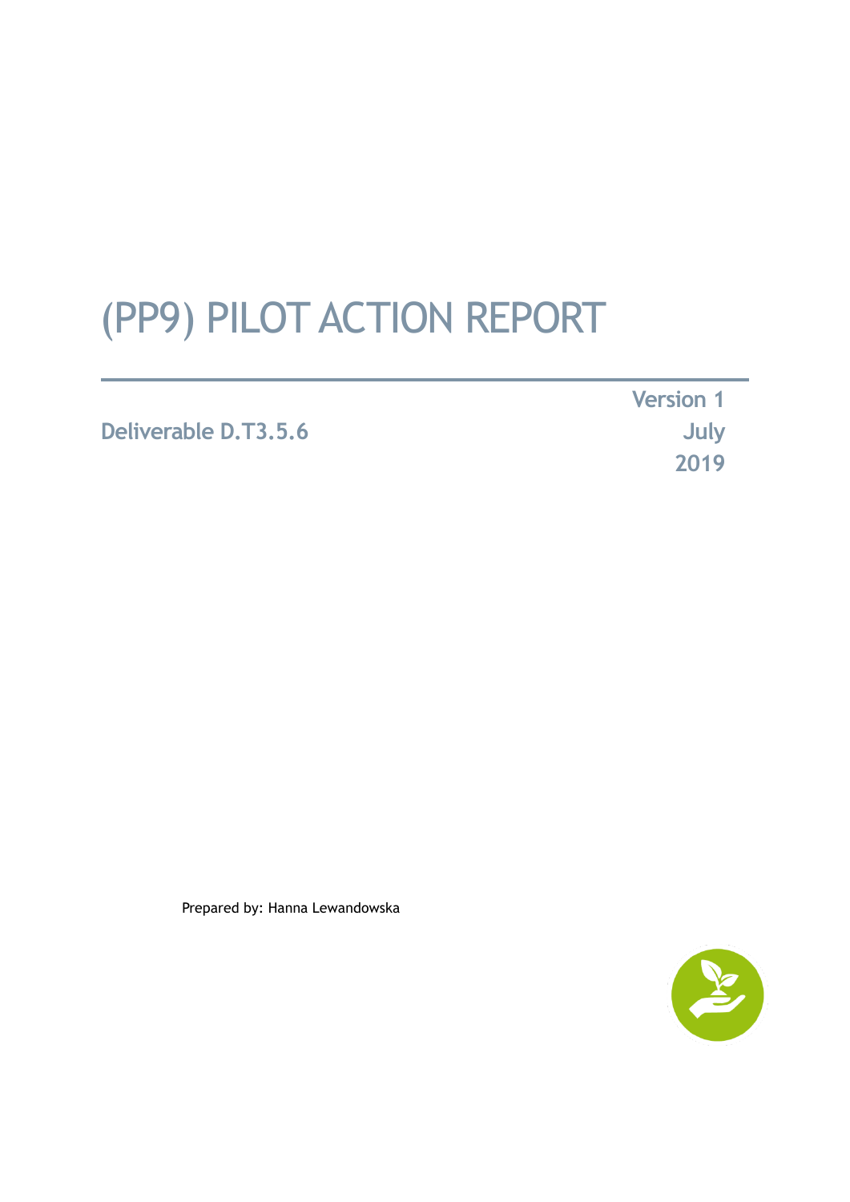# (PP9) PILOT ACTION REPORT

**Deliverable D.T3.5.6**

**Version 1**
**July 2019**

Prepared by: Hanna Lewandowska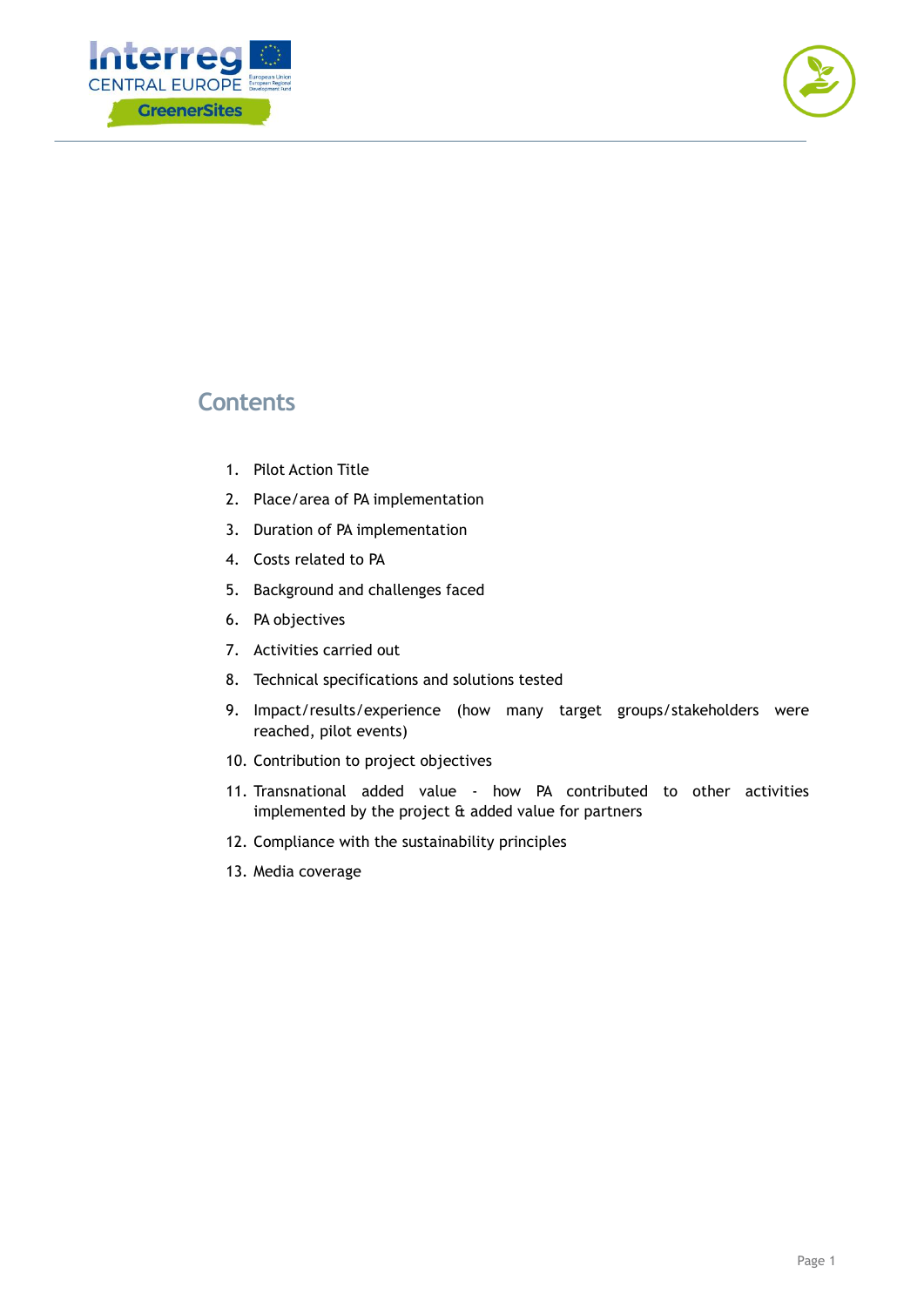## Contents

1. Pilot Action Title
2. Place/area of PA implementation
3. Duration of PA implementation
4. Costs related to PA
5. Background and challenges faced
6. PA objectives
7. Activities carried out
8. Technical specifications and solutions tested
9. Impact/results/experience (how many target groups/stakeholders were reached, pilot events)
10. Contribution to project objectives
11. Transnational added value - how PA contributed to other activities implemented by the project & added value for partners
12. Compliance with the sustainability principles
13. Media coverage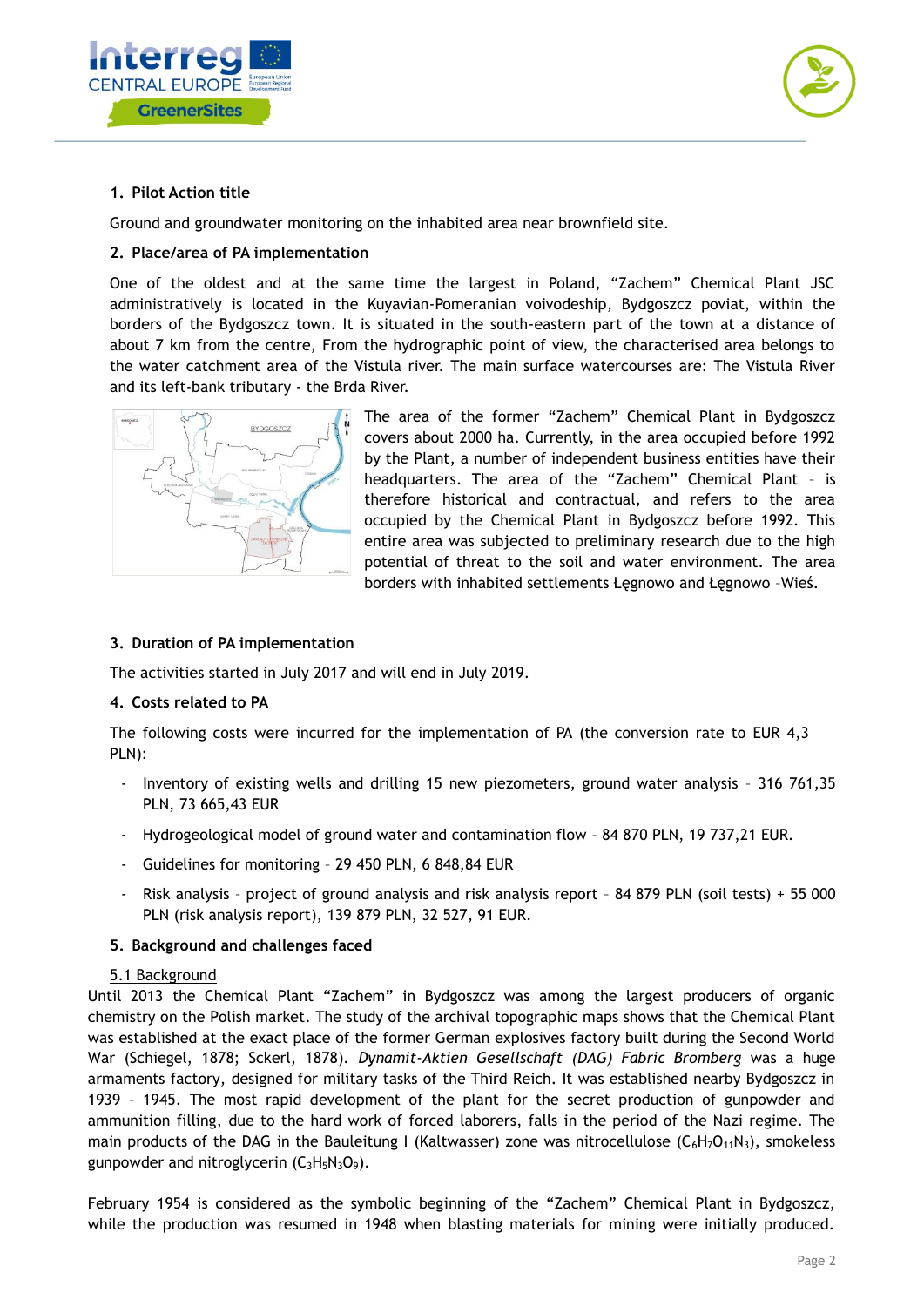## 1. Pilot Action title

Ground and groundwater monitoring on the inhabited area near brownfield site.

## 2. Place/area of PA implementation

One of the oldest and at the same time the largest in Poland, "Zachem" Chemical Plant JSC administratively is located in the Kuyavian-Pomeranian voivodeship, Bydgoszcz poviat, within the borders of the Bydgoszcz town. It is situated in the south-eastern part of the town at a distance of about 7 km from the centre, From the hydrographic point of view, the characterised area belongs to the water catchment area of the Vistula river. The main surface watercourses are: The Vistula River and its left-bank tributary - the Brda River.

The area of the former "Zachem" Chemical Plant in Bydgoszcz covers about 2000 ha. Currently, in the area occupied before 1992 by the Plant, a number of independent business entities have their headquarters. The area of the "Zachem" Chemical Plant – is therefore historical and contractual, and refers to the area occupied by the Chemical Plant in Bydgoszcz before 1992. This entire area was subjected to preliminary research due to the high potential of threat to the soil and water environment. The area borders with inhabited settlements Łęgnowo and Łęgnowo -Wieś.

## 3. Duration of PA implementation

The activities started in July 2017 and will end in July 2019.

## 4. Costs related to PA

The following costs were incurred for the implementation of PA (the conversion rate to EUR 4,3 PLN):

- Inventory of existing wells and drilling 15 new piezometers, ground water analysis – 316 761,35 PLN, 73 665,43 EUR
- Hydrogeological model of ground water and contamination flow – 84 870 PLN, 19 737,21 EUR.
- Guidelines for monitoring – 29 450 PLN, 6 848,84 EUR
- Risk analysis – project of ground analysis and risk analysis report – 84 879 PLN (soil tests) + 55 000 PLN (risk analysis report), 139 879 PLN, 32 527, 91 EUR.

## 5. Background and challenges faced

### 5.1 Background

Until 2013 the Chemical Plant "Zachem" in Bydgoszcz was among the largest producers of organic chemistry on the Polish market. The study of the archival topographic maps shows that the Chemical Plant was established at the exact place of the former German explosives factory built during the Second World War (Schiegel, 1878; Sckerl, 1878). *Dynamit-Aktien Gesellschaft (DAG) Fabric Bromberg* was a huge armaments factory, designed for military tasks of the Third Reich. It was established nearby Bydgoszcz in 1939 – 1945. The most rapid development of the plant for the secret production of gunpowder and ammunition filling, due to the hard work of forced laborers, falls in the period of the Nazi regime. The main products of the DAG in the Bauleitung I (Kaltwasser) zone was nitrocellulose ($C_6H_7O_{11}N_3$), smokeless gunpowder and nitroglycerin ($C_3H_5N_3O_9$).

February 1954 is considered as the symbolic beginning of the "Zachem" Chemical Plant in Bydgoszcz, while the production was resumed in 1948 when blasting materials for mining were initially produced.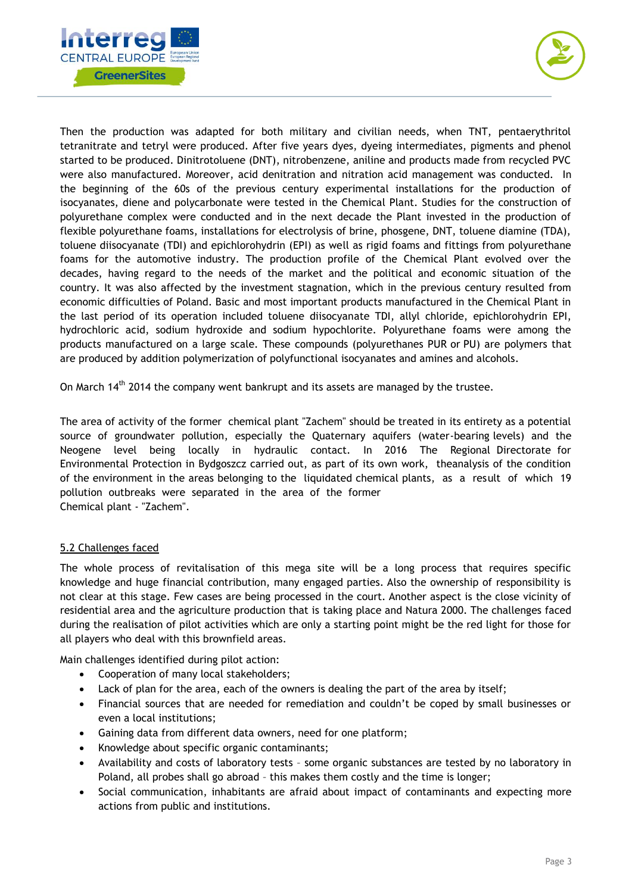Then the production was adapted for both military and civilian needs, when TNT, pentaerythritol tetranitrate and tetryl were produced. After five years dyes, dyeing intermediates, pigments and phenol started to be produced. Dinitrotoluene (DNT), nitrobenzene, aniline and products made from recycled PVC were also manufactured. Moreover, acid denitration and nitration acid management was conducted. In the beginning of the 60s of the previous century experimental installations for the production of isocyanates, diene and polycarbonate were tested in the Chemical Plant. Studies for the construction of polyurethane complex were conducted and in the next decade the Plant invested in the production of flexible polyurethane foams, installations for electrolysis of brine, phosgene, DNT, toluene diamine (TDA), toluene diisocyanate (TDI) and epichlorohydrin (EPI) as well as rigid foams and fittings from polyurethane foams for the automotive industry. The production profile of the Chemical Plant evolved over the decades, having regard to the needs of the market and the political and economic situation of the country. It was also affected by the investment stagnation, which in the previous century resulted from economic difficulties of Poland. Basic and most important products manufactured in the Chemical Plant in the last period of its operation included toluene diisocyanate TDI, allyl chloride, epichlorohydrin EPI, hydrochloric acid, sodium hydroxide and sodium hypochlorite. Polyurethane foams were among the products manufactured on a large scale. These compounds (polyurethanes PUR or PU) are polymers that are produced by addition polymerization of polyfunctional isocyanates and amines and alcohols.

On March 14$^{th}$ 2014 the company went bankrupt and its assets are managed by the trustee.

The area of activity of the former chemical plant "Zachem" should be treated in its entirety as a potential source of groundwater pollution, especially the Quaternary aquifers (water-bearing levels) and the Neogene level being locally in hydraulic contact. In 2016 The Regional Directorate for Environmental Protection in Bydgoszcz carried out, as part of its own work, theanalysis of the condition of the environment in the areas belonging to the liquidated chemical plants, as a result of which 19 pollution outbreaks were separated in the area of the former Chemical plant - "Zachem".

## 5.2 Challenges faced

The whole process of revitalisation of this mega site will be a long process that requires specific knowledge and huge financial contribution, many engaged parties. Also the ownership of responsibility is not clear at this stage. Few cases are being processed in the court. Another aspect is the close vicinity of residential area and the agriculture production that is taking place and Natura 2000. The challenges faced during the realisation of pilot activities which are only a starting point might be the red light for those for all players who deal with this brownfield areas.

Main challenges identified during pilot action:

- Cooperation of many local stakeholders;
- Lack of plan for the area, each of the owners is dealing the part of the area by itself;
- Financial sources that are needed for remediation and couldn't be coped by small businesses or even a local institutions;
- Gaining data from different data owners, need for one platform;
- Knowledge about specific organic contaminants;
- Availability and costs of laboratory tests – some organic substances are tested by no laboratory in Poland, all probes shall go abroad – this makes them costly and the time is longer;
- Social communication, inhabitants are afraid about impact of contaminants and expecting more actions from public and institutions.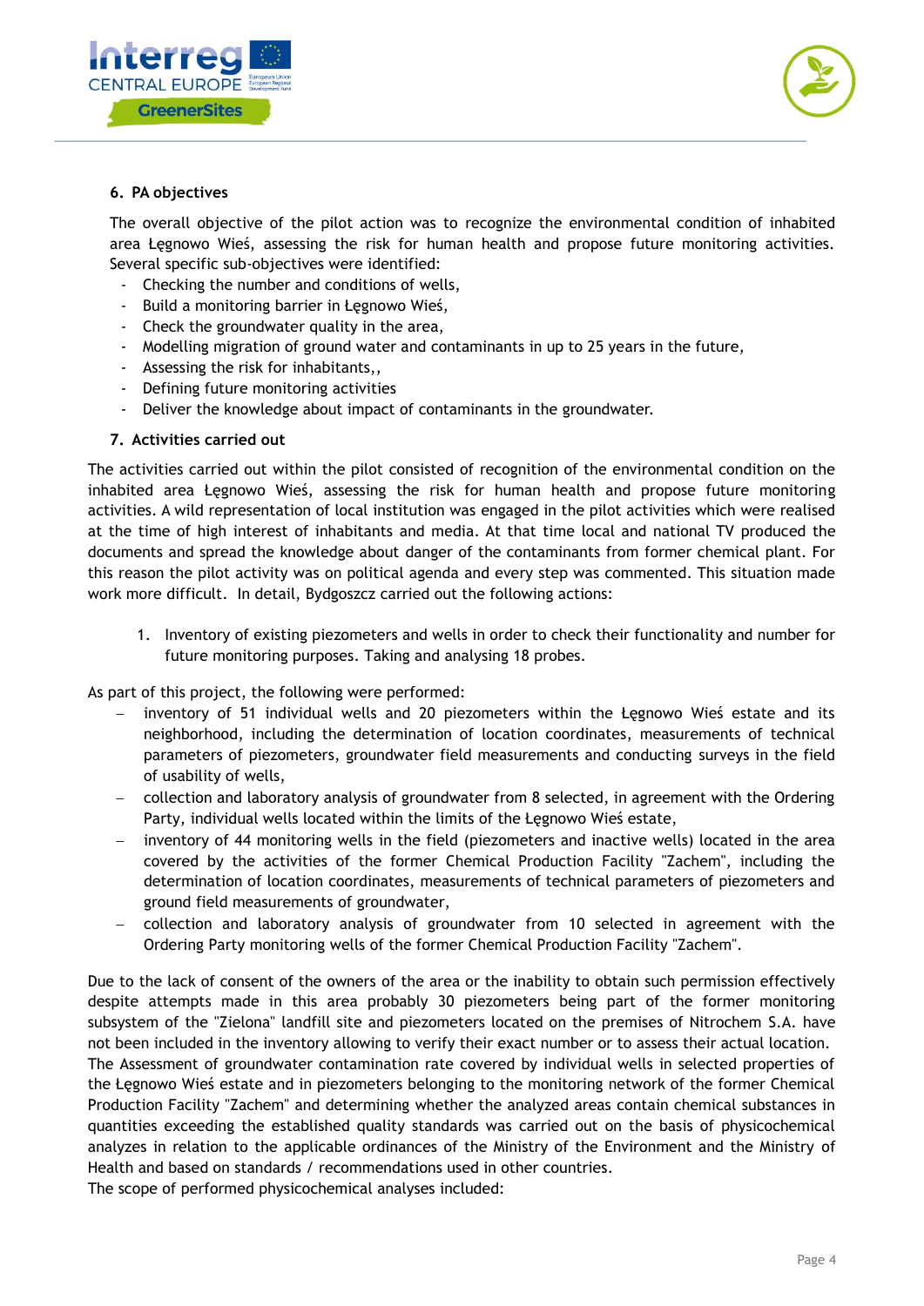## 6. PA objectives

The overall objective of the pilot action was to recognize the environmental condition of inhabited area Łęgnowo Wieś, assessing the risk for human health and propose future monitoring activities. Several specific sub-objectives were identified:

- Checking the number and conditions of wells,
- Build a monitoring barrier in Łęgnowo Wieś,
- Check the groundwater quality in the area,
- Modelling migration of ground water and contaminants in up to 25 years in the future,
- Assessing the risk for inhabitants,,
- Defining future monitoring activities
- Deliver the knowledge about impact of contaminants in the groundwater.

## 7. Activities carried out

The activities carried out within the pilot consisted of recognition of the environmental condition on the inhabited area Łęgnowo Wieś, assessing the risk for human health and propose future monitoring activities. A wild representation of local institution was engaged in the pilot activities which were realised at the time of high interest of inhabitants and media. At that time local and national TV produced the documents and spread the knowledge about danger of the contaminants from former chemical plant. For this reason the pilot activity was on political agenda and every step was commented. This situation made work more difficult. In detail, Bydgoszcz carried out the following actions:

1. Inventory of existing piezometers and wells in order to check their functionality and number for future monitoring purposes. Taking and analysing 18 probes.

As part of this project, the following were performed:

- inventory of 51 individual wells and 20 piezometers within the Łęgnowo Wieś estate and its neighborhood, including the determination of location coordinates, measurements of technical parameters of piezometers, groundwater field measurements and conducting surveys in the field of usability of wells,
- collection and laboratory analysis of groundwater from 8 selected, in agreement with the Ordering Party, individual wells located within the limits of the Łęgnowo Wieś estate,
- inventory of 44 monitoring wells in the field (piezometers and inactive wells) located in the area covered by the activities of the former Chemical Production Facility "Zachem", including the determination of location coordinates, measurements of technical parameters of piezometers and ground field measurements of groundwater,
- collection and laboratory analysis of groundwater from 10 selected in agreement with the Ordering Party monitoring wells of the former Chemical Production Facility "Zachem".

Due to the lack of consent of the owners of the area or the inability to obtain such permission effectively despite attempts made in this area probably 30 piezometers being part of the former monitoring subsystem of the "Zielona" landfill site and piezometers located on the premises of Nitrochem S.A. have not been included in the inventory allowing to verify their exact number or to assess their actual location.

The Assessment of groundwater contamination rate covered by individual wells in selected properties of the Łęgnowo Wieś estate and in piezometers belonging to the monitoring network of the former Chemical Production Facility "Zachem" and determining whether the analyzed areas contain chemical substances in quantities exceeding the established quality standards was carried out on the basis of physicochemical analyzes in relation to the applicable ordinances of the Ministry of the Environment and the Ministry of Health and based on standards / recommendations used in other countries.

The scope of performed physicochemical analyses included: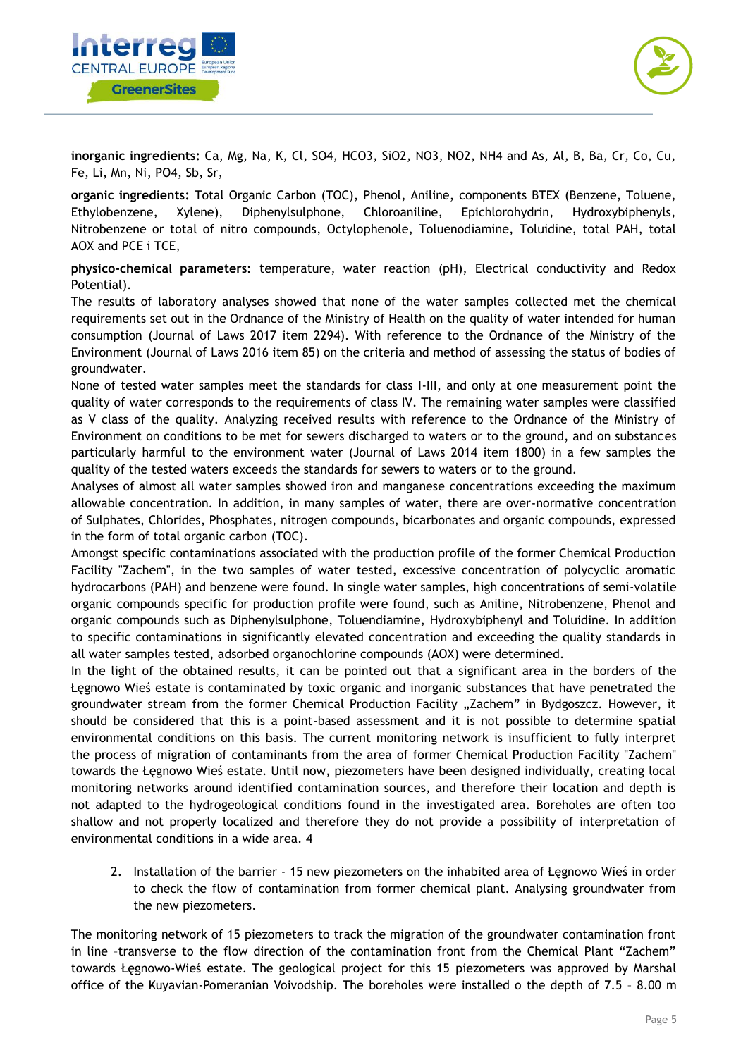**inorganic ingredients:** Ca, Mg, Na, K, Cl, SO4, HCO3, SiO2, NO3, NO2, NH4 and As, Al, B, Ba, Cr, Co, Cu, Fe, Li, Mn, Ni, PO4, Sb, Sr,

**organic ingredients:** Total Organic Carbon (TOC), Phenol, Aniline, components BTEX (Benzene, Toluene, Ethylobenzene, Xylene), Diphenylsulphone, Chloroaniline, Epichlorohydrin, Hydroxybiphenyls, Nitrobenzene or total of nitro compounds, Octylophenole, Toluenodiamine, Toluidine, total PAH, total AOX and PCE i TCE,

**physico-chemical parameters:** temperature, water reaction (pH), Electrical conductivity and Redox Potential).

The results of laboratory analyses showed that none of the water samples collected met the chemical requirements set out in the Ordnance of the Ministry of Health on the quality of water intended for human consumption (Journal of Laws 2017 item 2294). With reference to the Ordnance of the Ministry of the Environment (Journal of Laws 2016 item 85) on the criteria and method of assessing the status of bodies of groundwater.

None of tested water samples meet the standards for class I-III, and only at one measurement point the quality of water corresponds to the requirements of class IV. The remaining water samples were classified as V class of the quality. Analyzing received results with reference to the Ordnance of the Ministry of Environment on conditions to be met for sewers discharged to waters or to the ground, and on substances particularly harmful to the environment water (Journal of Laws 2014 item 1800) in a few samples the quality of the tested waters exceeds the standards for sewers to waters or to the ground.

Analyses of almost all water samples showed iron and manganese concentrations exceeding the maximum allowable concentration. In addition, in many samples of water, there are over-normative concentration of Sulphates, Chlorides, Phosphates, nitrogen compounds, bicarbonates and organic compounds, expressed in the form of total organic carbon (TOC).

Amongst specific contaminations associated with the production profile of the former Chemical Production Facility "Zachem", in the two samples of water tested, excessive concentration of polycyclic aromatic hydrocarbons (PAH) and benzene were found. In single water samples, high concentrations of semi-volatile organic compounds specific for production profile were found, such as Aniline, Nitrobenzene, Phenol and organic compounds such as Diphenylsulphone, Toluendiamine, Hydroxybiphenyl and Toluidine. In addition to specific contaminations in significantly elevated concentration and exceeding the quality standards in all water samples tested, adsorbed organochlorine compounds (AOX) were determined.

In the light of the obtained results, it can be pointed out that a significant area in the borders of the Łęgnowo Wieś estate is contaminated by toxic organic and inorganic substances that have penetrated the groundwater stream from the former Chemical Production Facility „Zachem" in Bydgoszcz. However, it should be considered that this is a point-based assessment and it is not possible to determine spatial environmental conditions on this basis. The current monitoring network is insufficient to fully interpret the process of migration of contaminants from the area of former Chemical Production Facility "Zachem" towards the Łęgnowo Wieś estate. Until now, piezometers have been designed individually, creating local monitoring networks around identified contamination sources, and therefore their location and depth is not adapted to the hydrogeological conditions found in the investigated area. Boreholes are often too shallow and not properly localized and therefore they do not provide a possibility of interpretation of environmental conditions in a wide area. 4

2. Installation of the barrier - 15 new piezometers on the inhabited area of Łęgnowo Wieś in order to check the flow of contamination from former chemical plant. Analysing groundwater from the new piezometers.

The monitoring network of 15 piezometers to track the migration of the groundwater contamination front in line –transverse to the flow direction of the contamination front from the Chemical Plant "Zachem" towards Łęgnowo-Wieś estate. The geological project for this 15 piezometers was approved by Marshal office of the Kuyavian-Pomeranian Voivodship. The boreholes were installed o the depth of 7.5 – 8.00 m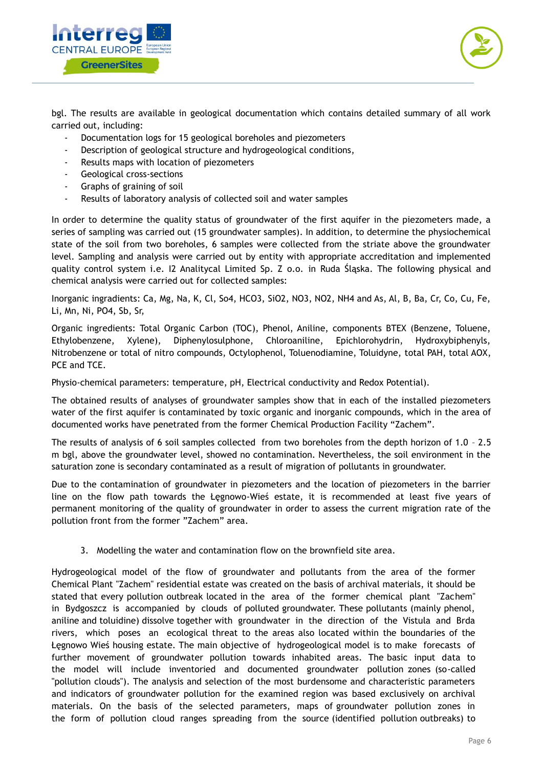bgl. The results are available in geological documentation which contains detailed summary of all work carried out, including:

- Documentation logs for 15 geological boreholes and piezometers
- Description of geological structure and hydrogeological conditions,
- Results maps with location of piezometers
- Geological cross-sections
- Graphs of graining of soil
- Results of laboratory analysis of collected soil and water samples

In order to determine the quality status of groundwater of the first aquifer in the piezometers made, a series of sampling was carried out (15 groundwater samples). In addition, to determine the physiochemical state of the soil from two boreholes, 6 samples were collected from the striate above the groundwater level. Sampling and analysis were carried out by entity with appropriate accreditation and implemented quality control system i.e. I2 Analitycal Limited Sp. Z o.o. in Ruda Śląska. The following physical and chemical analysis were carried out for collected samples:

Inorganic ingradients: Ca, Mg, Na, K, Cl, So4, HCO3, SiO2, NO3, NO2, NH4 and As, Al, B, Ba, Cr, Co, Cu, Fe, Li, Mn, Ni, PO4, Sb, Sr,

Organic ingredients: Total Organic Carbon (TOC), Phenol, Aniline, components BTEX (Benzene, Toluene, Ethylobenzene, Xylene), Diphenylosulphone, Chloroaniline, Epichlorohydrin, Hydroxybiphenyls, Nitrobenzene or total of nitro compounds, Octylophenol, Toluenodiamine, Toluidyne, total PAH, total AOX, PCE and TCE.

Physio-chemical parameters: temperature, pH, Electrical conductivity and Redox Potential).

The obtained results of analyses of groundwater samples show that in each of the installed piezometers water of the first aquifer is contaminated by toxic organic and inorganic compounds, which in the area of documented works have penetrated from the former Chemical Production Facility "Zachem".

The results of analysis of 6 soil samples collected from two boreholes from the depth horizon of 1.0 – 2.5 m bgl, above the groundwater level, showed no contamination. Nevertheless, the soil environment in the saturation zone is secondary contaminated as a result of migration of pollutants in groundwater.

Due to the contamination of groundwater in piezometers and the location of piezometers in the barrier line on the flow path towards the Łęgnowo-Wieś estate, it is recommended at least five years of permanent monitoring of the quality of groundwater in order to assess the current migration rate of the pollution front from the former "Zachem" area.

3. Modelling the water and contamination flow on the brownfield site area.

Hydrogeological model of the flow of groundwater and pollutants from the area of the former Chemical Plant "Zachem" residential estate was created on the basis of archival materials, it should be stated that every pollution outbreak located in the area of the former chemical plant "Zachem" in Bydgoszcz is accompanied by clouds of polluted groundwater. These pollutants (mainly phenol, aniline and toluidine) dissolve together with groundwater in the direction of the Vistula and Brda rivers, which poses an ecological threat to the areas also located within the boundaries of the Łęgnowo Wieś housing estate. The main objective of hydrogeological model is to make forecasts of further movement of groundwater pollution towards inhabited areas. The basic input data to the model will include inventoried and documented groundwater pollution zones (so-called "pollution clouds"). The analysis and selection of the most burdensome and characteristic parameters and indicators of groundwater pollution for the examined region was based exclusively on archival materials. On the basis of the selected parameters, maps of groundwater pollution zones in the form of pollution cloud ranges spreading from the source (identified pollution outbreaks) to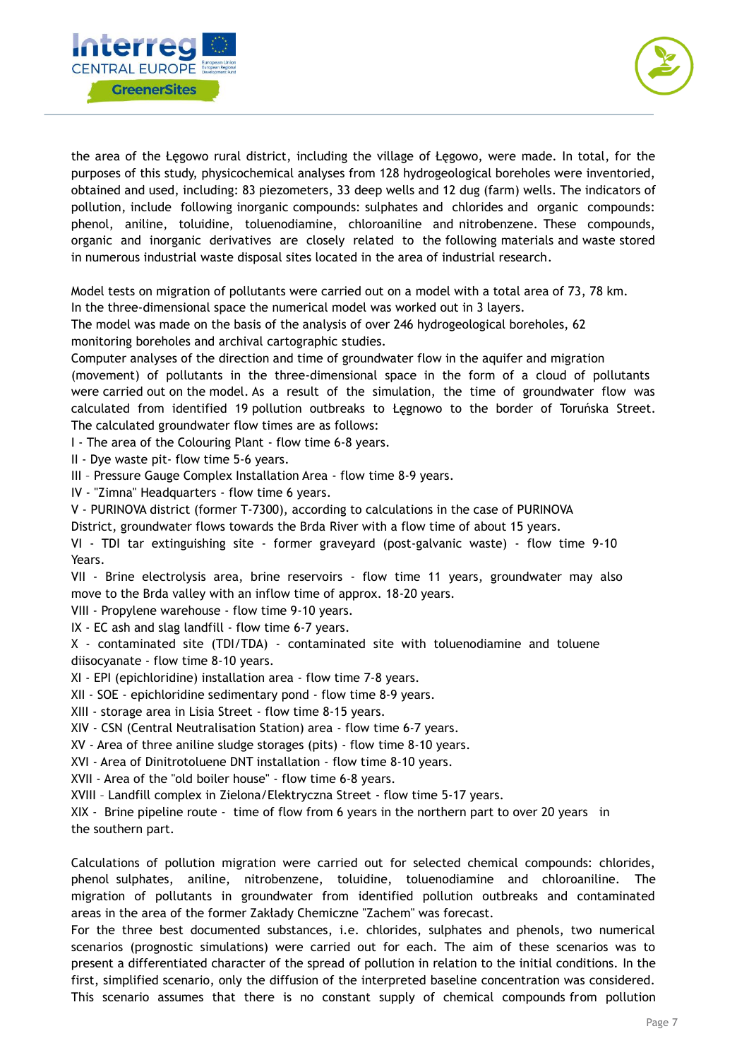the area of the Łęgowo rural district, including the village of Łęgowo, were made. In total, for the purposes of this study, physicochemical analyses from 128 hydrogeological boreholes were inventoried, obtained and used, including: 83 piezometers, 33 deep wells and 12 dug (farm) wells. The indicators of pollution, include following inorganic compounds: sulphates and chlorides and organic compounds: phenol, aniline, toluidine, toluenodiamine, chloroaniline and nitrobenzene. These compounds, organic and inorganic derivatives are closely related to the following materials and waste stored in numerous industrial waste disposal sites located in the area of industrial research.

Model tests on migration of pollutants were carried out on a model with a total area of 73, 78 km.
In the three-dimensional space the numerical model was worked out in 3 layers.
The model was made on the basis of the analysis of over 246 hydrogeological boreholes, 62 monitoring boreholes and archival cartographic studies.
Computer analyses of the direction and time of groundwater flow in the aquifer and migration (movement) of pollutants in the three-dimensional space in the form of a cloud of pollutants were carried out on the model. As a result of the simulation, the time of groundwater flow was calculated from identified 19 pollution outbreaks to Łęgnowo to the border of Toruńska Street. The calculated groundwater flow times are as follows:

I - The area of the Colouring Plant - flow time 6-8 years.
II - Dye waste pit- flow time 5-6 years.
III – Pressure Gauge Complex Installation Area - flow time 8-9 years.
IV - "Zimna" Headquarters - flow time 6 years.
V - PURINOVA district (former T-7300), according to calculations in the case of PURINOVA District, groundwater flows towards the Brda River with a flow time of about 15 years.
VI - TDI tar extinguishing site - former graveyard (post-galvanic waste) - flow time 9-10 Years.
VII - Brine electrolysis area, brine reservoirs - flow time 11 years, groundwater may also move to the Brda valley with an inflow time of approx. 18-20 years.
VIII - Propylene warehouse - flow time 9-10 years.
IX - EC ash and slag landfill - flow time 6-7 years.
X - contaminated site (TDI/TDA) - contaminated site with toluenodiamine and toluene diisocyanate - flow time 8-10 years.
XI - EPI (epichloridine) installation area - flow time 7-8 years.
XII - SOE - epichloridine sedimentary pond - flow time 8-9 years.
XIII - storage area in Lisia Street - flow time 8-15 years.
XIV - CSN (Central Neutralisation Station) area - flow time 6-7 years.
XV - Area of three aniline sludge storages (pits) - flow time 8-10 years.
XVI - Area of Dinitrotoluene DNT installation - flow time 8-10 years.
XVII - Area of the "old boiler house" - flow time 6-8 years.
XVIII – Landfill complex in Zielona/Elektryczna Street - flow time 5-17 years.
XIX - Brine pipeline route - time of flow from 6 years in the northern part to over 20 years in the southern part.

Calculations of pollution migration were carried out for selected chemical compounds: chlorides, phenol sulphates, aniline, nitrobenzene, toluidine, toluenodiamine and chloroaniline. The migration of pollutants in groundwater from identified pollution outbreaks and contaminated areas in the area of the former Zakłady Chemiczne "Zachem" was forecast.
For the three best documented substances, i.e. chlorides, sulphates and phenols, two numerical scenarios (prognostic simulations) were carried out for each. The aim of these scenarios was to present a differentiated character of the spread of pollution in relation to the initial conditions. In the first, simplified scenario, only the diffusion of the interpreted baseline concentration was considered. This scenario assumes that there is no constant supply of chemical compounds from pollution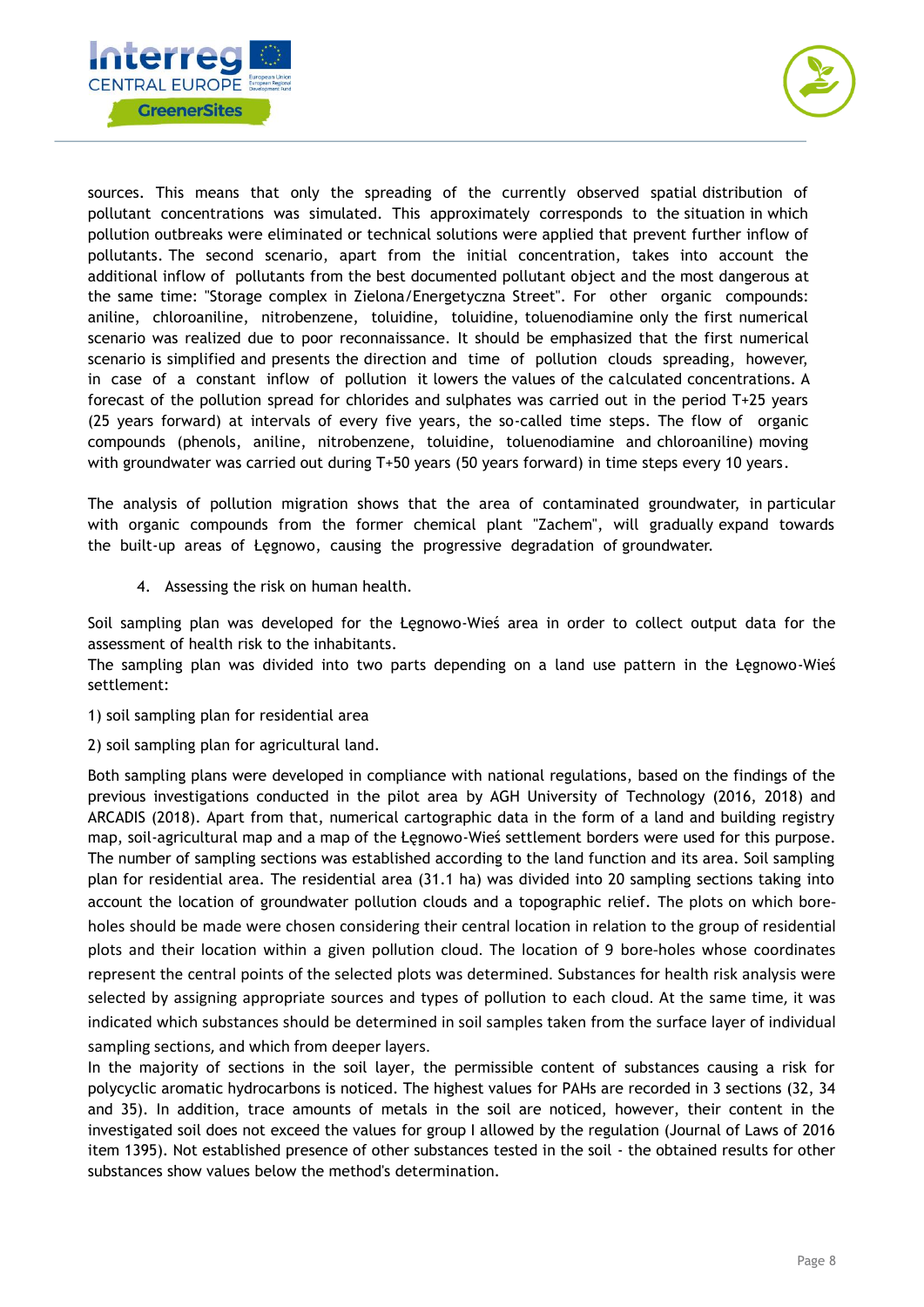sources. This means that only the spreading of the currently observed spatial distribution of pollutant concentrations was simulated. This approximately corresponds to the situation in which pollution outbreaks were eliminated or technical solutions were applied that prevent further inflow of pollutants. The second scenario, apart from the initial concentration, takes into account the additional inflow of pollutants from the best documented pollutant object and the most dangerous at the same time: "Storage complex in Zielona/Energetyczna Street". For other organic compounds: aniline, chloroaniline, nitrobenzene, toluidine, toluidine, toluenodiamine only the first numerical scenario was realized due to poor reconnaissance. It should be emphasized that the first numerical scenario is simplified and presents the direction and time of pollution clouds spreading, however, in case of a constant inflow of pollution it lowers the values of the calculated concentrations. A forecast of the pollution spread for chlorides and sulphates was carried out in the period T+25 years (25 years forward) at intervals of every five years, the so-called time steps. The flow of organic compounds (phenols, aniline, nitrobenzene, toluidine, toluenodiamine and chloroaniline) moving with groundwater was carried out during T+50 years (50 years forward) in time steps every 10 years.

The analysis of pollution migration shows that the area of contaminated groundwater, in particular with organic compounds from the former chemical plant "Zachem", will gradually expand towards the built-up areas of Łęgnowo, causing the progressive degradation of groundwater.

4. Assessing the risk on human health.

Soil sampling plan was developed for the Łęgnowo-Wieś area in order to collect output data for the assessment of health risk to the inhabitants.

The sampling plan was divided into two parts depending on a land use pattern in the Łęgnowo-Wieś settlement:

1) soil sampling plan for residential area

2) soil sampling plan for agricultural land.

Both sampling plans were developed in compliance with national regulations, based on the findings of the previous investigations conducted in the pilot area by AGH University of Technology (2016, 2018) and ARCADIS (2018). Apart from that, numerical cartographic data in the form of a land and building registry map, soil-agricultural map and a map of the Łęgnowo-Wieś settlement borders were used for this purpose. The number of sampling sections was established according to the land function and its area. Soil sampling plan for residential area. The residential area (31.1 ha) was divided into 20 sampling sections taking into account the location of groundwater pollution clouds and a topographic relief. The plots on which bore-holes should be made were chosen considering their central location in relation to the group of residential plots and their location within a given pollution cloud. The location of 9 bore-holes whose coordinates represent the central points of the selected plots was determined. Substances for health risk analysis were selected by assigning appropriate sources and types of pollution to each cloud. At the same time, it was indicated which substances should be determined in soil samples taken from the surface layer of individual sampling sections, and which from deeper layers.

In the majority of sections in the soil layer, the permissible content of substances causing a risk for polycyclic aromatic hydrocarbons is noticed. The highest values for PAHs are recorded in 3 sections (32, 34 and 35). In addition, trace amounts of metals in the soil are noticed, however, their content in the investigated soil does not exceed the values for group I allowed by the regulation (Journal of Laws of 2016 item 1395). Not established presence of other substances tested in the soil - the obtained results for other substances show values below the method's determination.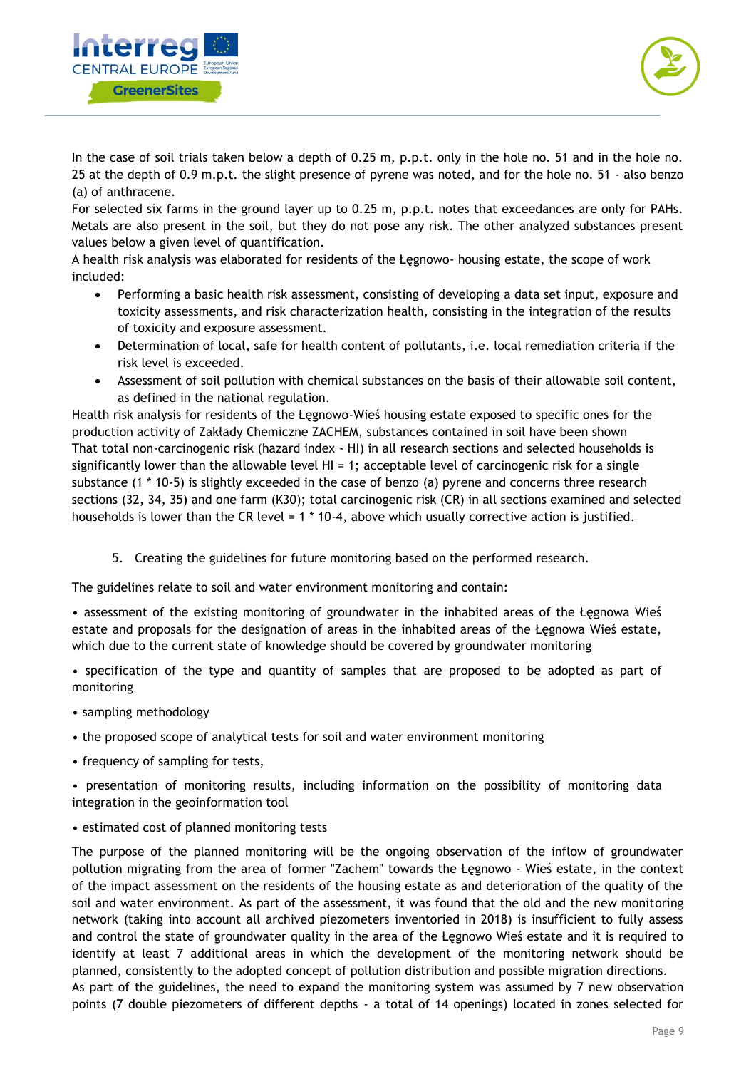In the case of soil trials taken below a depth of 0.25 m, p.p.t. only in the hole no. 51 and in the hole no. 25 at the depth of 0.9 m.p.t. the slight presence of pyrene was noted, and for the hole no. 51 - also benzo (a) of anthracene.

For selected six farms in the ground layer up to 0.25 m, p.p.t. notes that exceedances are only for PAHs. Metals are also present in the soil, but they do not pose any risk. The other analyzed substances present values below a given level of quantification.

A health risk analysis was elaborated for residents of the Łęgnowo- housing estate, the scope of work included:

- Performing a basic health risk assessment, consisting of developing a data set input, exposure and toxicity assessments, and risk characterization health, consisting in the integration of the results of toxicity and exposure assessment.
- Determination of local, safe for health content of pollutants, i.e. local remediation criteria if the risk level is exceeded.
- Assessment of soil pollution with chemical substances on the basis of their allowable soil content, as defined in the national regulation.

Health risk analysis for residents of the Łęgnowo-Wieś housing estate exposed to specific ones for the production activity of Zakłady Chemiczne ZACHEM, substances contained in soil have been shown That total non-carcinogenic risk (hazard index - HI) in all research sections and selected households is significantly lower than the allowable level HI = 1; acceptable level of carcinogenic risk for a single substance (1 * 10-5) is slightly exceeded in the case of benzo (a) pyrene and concerns three research sections (32, 34, 35) and one farm (K30); total carcinogenic risk (CR) in all sections examined and selected households is lower than the CR level = 1 * 10-4, above which usually corrective action is justified.

5. Creating the guidelines for future monitoring based on the performed research.

The guidelines relate to soil and water environment monitoring and contain:

• assessment of the existing monitoring of groundwater in the inhabited areas of the Łęgnowa Wieś estate and proposals for the designation of areas in the inhabited areas of the Łęgnowa Wieś estate, which due to the current state of knowledge should be covered by groundwater monitoring

• specification of the type and quantity of samples that are proposed to be adopted as part of monitoring

• sampling methodology

• the proposed scope of analytical tests for soil and water environment monitoring

• frequency of sampling for tests,

• presentation of monitoring results, including information on the possibility of monitoring data integration in the geoinformation tool

• estimated cost of planned monitoring tests

The purpose of the planned monitoring will be the ongoing observation of the inflow of groundwater pollution migrating from the area of former "Zachem" towards the Łęgnowo - Wieś estate, in the context of the impact assessment on the residents of the housing estate as and deterioration of the quality of the soil and water environment. As part of the assessment, it was found that the old and the new monitoring network (taking into account all archived piezometers inventoried in 2018) is insufficient to fully assess and control the state of groundwater quality in the area of the Łęgnowo Wieś estate and it is required to identify at least 7 additional areas in which the development of the monitoring network should be planned, consistently to the adopted concept of pollution distribution and possible migration directions.

As part of the guidelines, the need to expand the monitoring system was assumed by 7 new observation points (7 double piezometers of different depths - a total of 14 openings) located in zones selected for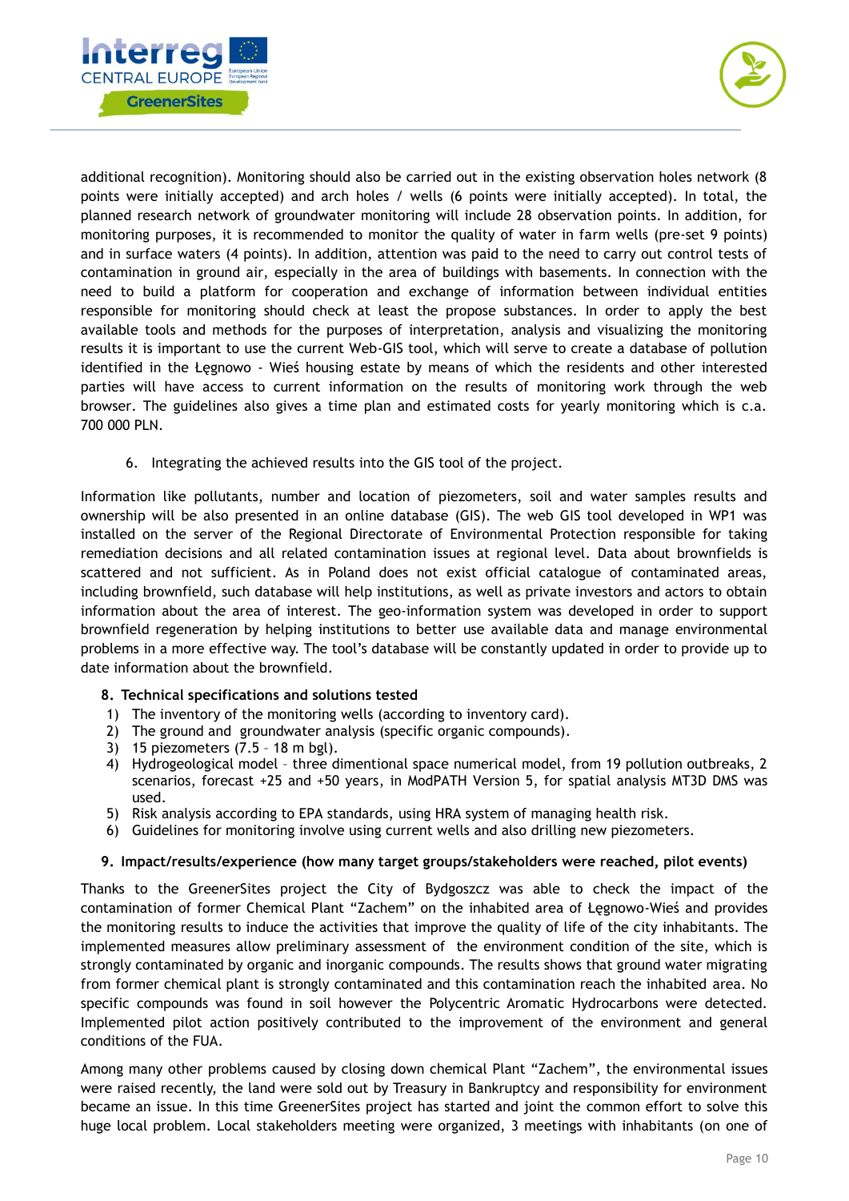additional recognition). Monitoring should also be carried out in the existing observation holes network (8 points were initially accepted) and arch holes / wells (6 points were initially accepted). In total, the planned research network of groundwater monitoring will include 28 observation points. In addition, for monitoring purposes, it is recommended to monitor the quality of water in farm wells (pre-set 9 points) and in surface waters (4 points). In addition, attention was paid to the need to carry out control tests of contamination in ground air, especially in the area of buildings with basements. In connection with the need to build a platform for cooperation and exchange of information between individual entities responsible for monitoring should check at least the propose substances. In order to apply the best available tools and methods for the purposes of interpretation, analysis and visualizing the monitoring results it is important to use the current Web-GIS tool, which will serve to create a database of pollution identified in the Łęgnowo - Wieś housing estate by means of which the residents and other interested parties will have access to current information on the results of monitoring work through the web browser. The guidelines also gives a time plan and estimated costs for yearly monitoring which is c.a. 700 000 PLN.

6. Integrating the achieved results into the GIS tool of the project.

Information like pollutants, number and location of piezometers, soil and water samples results and ownership will be also presented in an online database (GIS). The web GIS tool developed in WP1 was installed on the server of the Regional Directorate of Environmental Protection responsible for taking remediation decisions and all related contamination issues at regional level. Data about brownfields is scattered and not sufficient. As in Poland does not exist official catalogue of contaminated areas, including brownfield, such database will help institutions, as well as private investors and actors to obtain information about the area of interest. The geo-information system was developed in order to support brownfield regeneration by helping institutions to better use available data and manage environmental problems in a more effective way. The tool's database will be constantly updated in order to provide up to date information about the brownfield.

**8. Technical specifications and solutions tested**

1) The inventory of the monitoring wells (according to inventory card).
2) The ground and groundwater analysis (specific organic compounds).
3) 15 piezometers (7.5 – 18 m bgl).
4) Hydrogeological model – three dimentional space numerical model, from 19 pollution outbreaks, 2 scenarios, forecast +25 and +50 years, in ModPATH Version 5, for spatial analysis MT3D DMS was used.
5) Risk analysis according to EPA standards, using HRA system of managing health risk.
6) Guidelines for monitoring involve using current wells and also drilling new piezometers.

**9. Impact/results/experience (how many target groups/stakeholders were reached, pilot events)**

Thanks to the GreenerSites project the City of Bydgoszcz was able to check the impact of the contamination of former Chemical Plant "Zachem" on the inhabited area of Łęgnowo-Wieś and provides the monitoring results to induce the activities that improve the quality of life of the city inhabitants. The implemented measures allow preliminary assessment of the environment condition of the site, which is strongly contaminated by organic and inorganic compounds. The results shows that ground water migrating from former chemical plant is strongly contaminated and this contamination reach the inhabited area. No specific compounds was found in soil however the Polycentric Aromatic Hydrocarbons were detected. Implemented pilot action positively contributed to the improvement of the environment and general conditions of the FUA.

Among many other problems caused by closing down chemical Plant "Zachem", the environmental issues were raised recently, the land were sold out by Treasury in Bankruptcy and responsibility for environment became an issue. In this time GreenerSites project has started and joint the common effort to solve this huge local problem. Local stakeholders meeting were organized, 3 meetings with inhabitants (on one of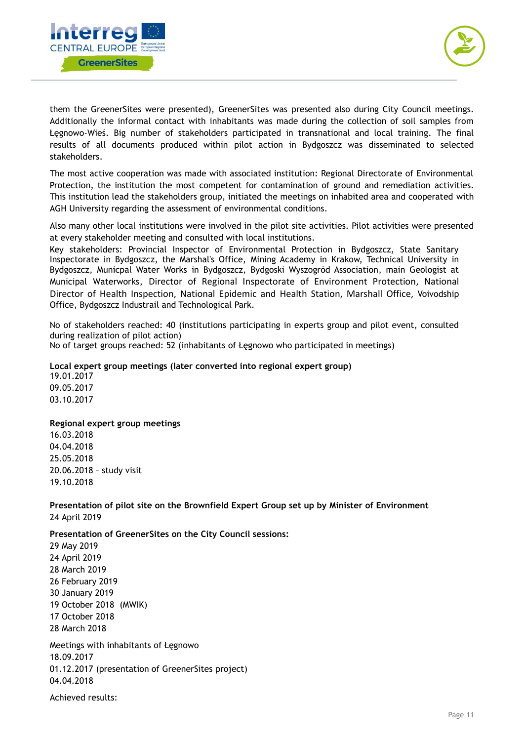them the GreenerSites were presented), GreenerSites was presented also during City Council meetings. Additionally the informal contact with inhabitants was made during the collection of soil samples from Łęgnowo-Wieś. Big number of stakeholders participated in transnational and local training. The final results of all documents produced within pilot action in Bydgoszcz was disseminated to selected stakeholders.

The most active cooperation was made with associated institution: Regional Directorate of Environmental Protection, the institution the most competent for contamination of ground and remediation activities. This institution lead the stakeholders group, initiated the meetings on inhabited area and cooperated with AGH University regarding the assessment of environmental conditions.

Also many other local institutions were involved in the pilot site activities. Pilot activities were presented at every stakeholder meeting and consulted with local institutions.
Key stakeholders: Provincial Inspector of Environmental Protection in Bydgoszcz, State Sanitary Inspectorate in Bydgoszcz, the Marshal's Office, Mining Academy in Krakow, Technical University in Bydgoszcz, Municpal Water Works in Bydgoszcz, Bydgoski Wyszogród Association, main Geologist at Municipal Waterworks, Director of Regional Inspectorate of Environment Protection, National Director of Health Inspection, National Epidemic and Health Station, Marshall Office, Voivodship Office, Bydgoszcz Industrail and Technological Park.

No of stakeholders reached: 40 (institutions participating in experts group and pilot event, consulted during realization of pilot action)
No of target groups reached: 52 (inhabitants of Łęgnowo who participated in meetings)

**Local expert group meetings (later converted into regional expert group)**
19.01.2017
09.05.2017
03.10.2017

**Regional expert group meetings**
16.03.2018
04.04.2018
25.05.2018
20.06.2018 – study visit
19.10.2018

**Presentation of pilot site on the Brownfield Expert Group set up by Minister of Environment**
24 April 2019

**Presentation of GreenerSites on the City Council sessions:**
29 May 2019
24 April 2019
28 March 2019
26 February 2019
30 January 2019
19 October 2018 (MWIK)
17 October 2018
28 March 2018

Meetings with inhabitants of Łęgnowo
18.09.2017
01.12.2017 (presentation of GreenerSites project)
04.04.2018

Achieved results: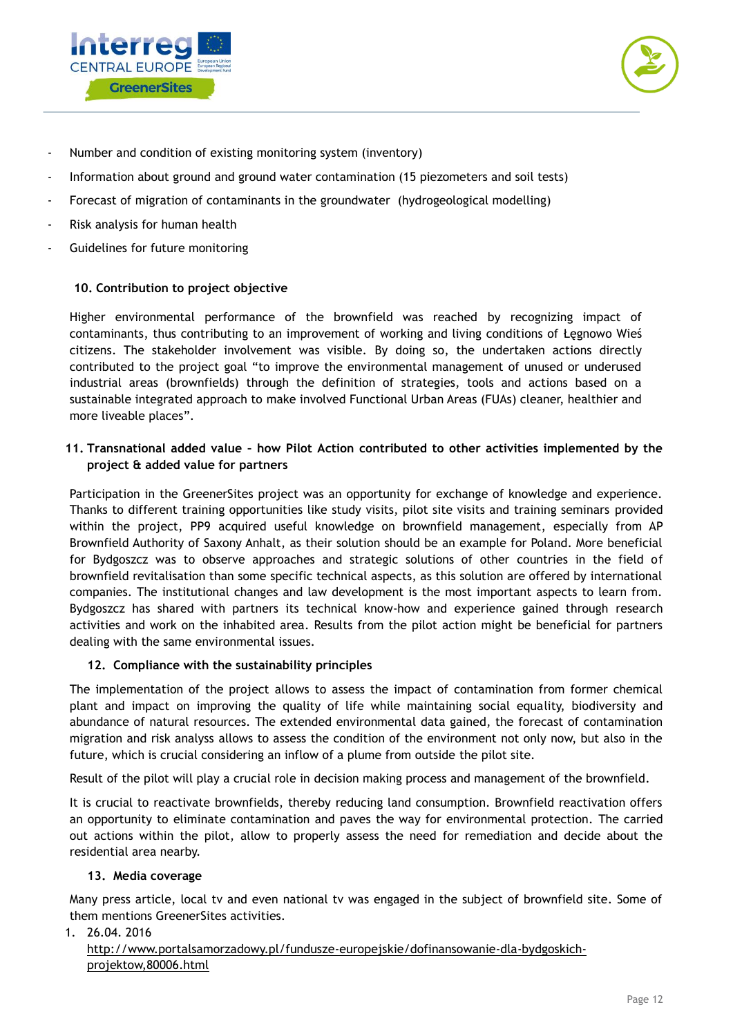- Number and condition of existing monitoring system (inventory)
- Information about ground and ground water contamination (15 piezometers and soil tests)
- Forecast of migration of contaminants in the groundwater (hydrogeological modelling)
- Risk analysis for human health
- Guidelines for future monitoring

## 10. Contribution to project objective

Higher environmental performance of the brownfield was reached by recognizing impact of contaminants, thus contributing to an improvement of working and living conditions of Łęgnowo Wieś citizens. The stakeholder involvement was visible. By doing so, the undertaken actions directly contributed to the project goal "to improve the environmental management of unused or underused industrial areas (brownfields) through the definition of strategies, tools and actions based on a sustainable integrated approach to make involved Functional Urban Areas (FUAs) cleaner, healthier and more liveable places".

## 11. Transnational added value – how Pilot Action contributed to other activities implemented by the project & added value for partners

Participation in the GreenerSites project was an opportunity for exchange of knowledge and experience. Thanks to different training opportunities like study visits, pilot site visits and training seminars provided within the project, PP9 acquired useful knowledge on brownfield management, especially from AP Brownfield Authority of Saxony Anhalt, as their solution should be an example for Poland. More beneficial for Bydgoszcz was to observe approaches and strategic solutions of other countries in the field of brownfield revitalisation than some specific technical aspects, as this solution are offered by international companies. The institutional changes and law development is the most important aspects to learn from. Bydgoszcz has shared with partners its technical know-how and experience gained through research activities and work on the inhabited area. Results from the pilot action might be beneficial for partners dealing with the same environmental issues.

## 12. Compliance with the sustainability principles

The implementation of the project allows to assess the impact of contamination from former chemical plant and impact on improving the quality of life while maintaining social equality, biodiversity and abundance of natural resources. The extended environmental data gained, the forecast of contamination migration and risk analysis allows to assess the condition of the environment not only now, but also in the future, which is crucial considering an inflow of a plume from outside the pilot site.

Result of the pilot will play a crucial role in decision making process and management of the brownfield.

It is crucial to reactivate brownfields, thereby reducing land consumption. Brownfield reactivation offers an opportunity to eliminate contamination and paves the way for environmental protection. The carried out actions within the pilot, allow to properly assess the need for remediation and decide about the residential area nearby.

## 13. Media coverage

Many press article, local tv and even national tv was engaged in the subject of brownfield site. Some of them mentions GreenerSites activities.

1. 26.04. 2016
   http://www.portalsamorzadowy.pl/fundusze-europejskie/dofinansowanie-dla-bydgoskich-projektow,80006.html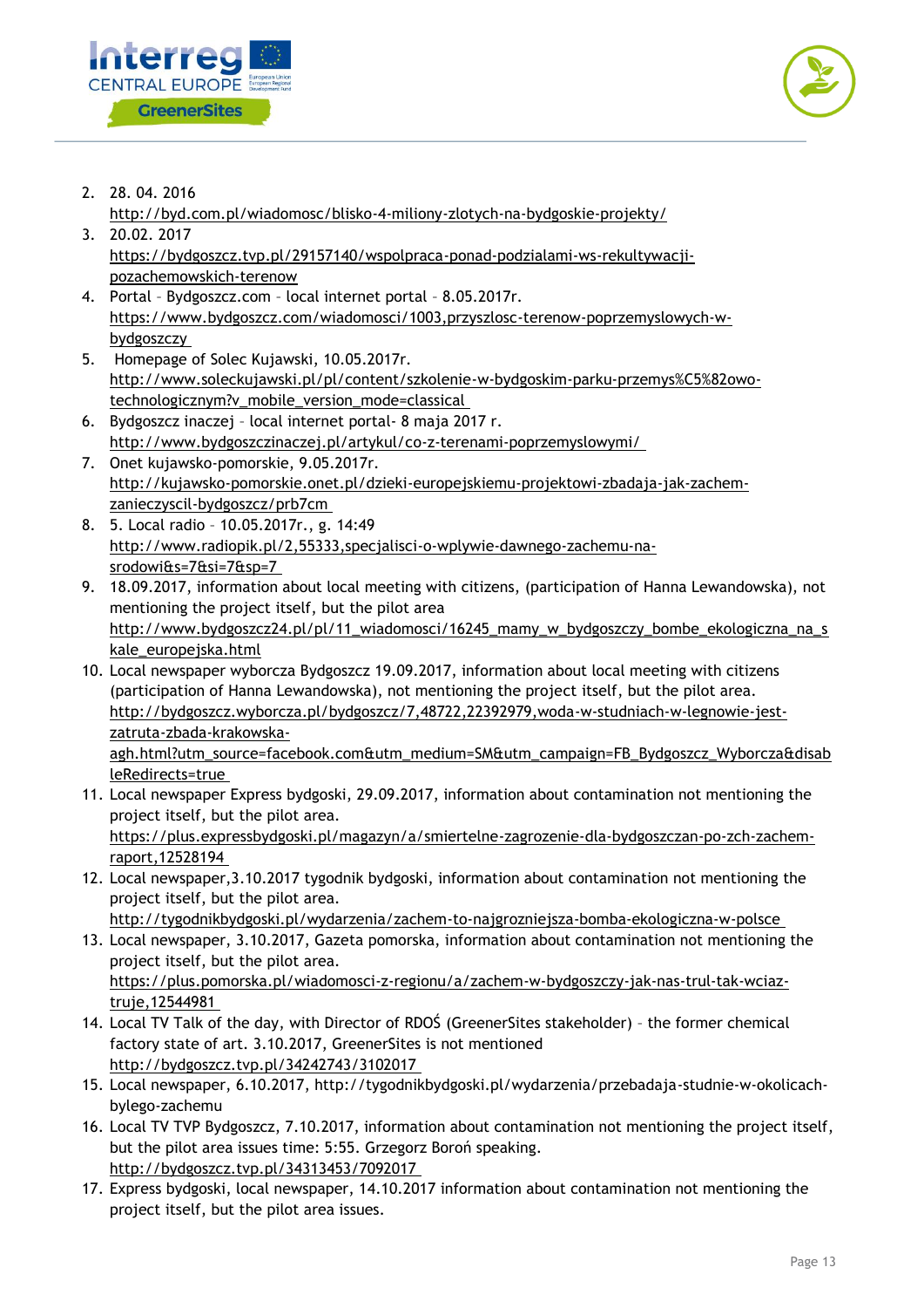2. 28. 04. 2016
   http://byd.com.pl/wiadomosc/blisko-4-miliony-zlotych-na-bydgoskie-projekty/
3. 20.02. 2017
   https://bydgoszcz.tvp.pl/29157140/wspolpraca-ponad-podzialami-ws-rekultywacji-pozachemowskich-terenow
4. Portal – Bydgoszcz.com – local internet portal – 8.05.2017r.
   https://www.bydgoszcz.com/wiadomosci/1003,przyszlosc-terenow-poprzemyslowych-w-bydgoszczy
5. Homepage of Solec Kujawski, 10.05.2017r.
   http://www.soleckujawski.pl/pl/content/szkolenie-w-bydgoskim-parku-przemys%C5%82owo-technologicznym?v_mobile_version_mode=classical
6. Bydgoszcz inaczej – local internet portal- 8 maja 2017 r.
   http://www.bydgoszczinaczej.pl/artykul/co-z-terenami-poprzemyslowymi/
7. Onet kujawsko-pomorskie, 9.05.2017r.
   http://kujawsko-pomorskie.onet.pl/dzieki-europejskiemu-projektowi-zbadaja-jak-zachem-zanieczyscil-bydgoszcz/prb7cm
8. 5. Local radio – 10.05.2017r., g. 14:49
   http://www.radiopik.pl/2,55333,specjalisci-o-wplywie-dawnego-zachemu-na-srodowi&s=7&si=7&sp=7
9. 18.09.2017, information about local meeting with citizens, (participation of Hanna Lewandowska), not mentioning the project itself, but the pilot area
   http://www.bydgoszcz24.pl/pl/11_wiadomosci/16245_mamy_w_bydgoszczy_bombe_ekologiczna_na_skale_europejska.html
10. Local newspaper wyborcza Bydgoszcz 19.09.2017, information about local meeting with citizens (participation of Hanna Lewandowska), not mentioning the project itself, but the pilot area.
    http://bydgoszcz.wyborcza.pl/bydgoszcz/7,48722,22392979,woda-w-studniach-w-legnowie-jest-zatruta-zbada-krakowska-agh.html?utm_source=facebook.com&utm_medium=SM&utm_campaign=FB_Bydgoszcz_Wyborcza&disableRedirects=true
11. Local newspaper Express bydgoski, 29.09.2017, information about contamination not mentioning the project itself, but the pilot area.
    https://plus.expressbydgoski.pl/magazyn/a/smiertelne-zagrozenie-dla-bydgoszczan-po-zch-zachem-raport,12528194
12. Local newspaper,3.10.2017 tygodnik bydgoski, information about contamination not mentioning the project itself, but the pilot area.
    http://tygodnikbydgoski.pl/wydarzenia/zachem-to-najgrozniejsza-bomba-ekologiczna-w-polsce
13. Local newspaper, 3.10.2017, Gazeta pomorska, information about contamination not mentioning the project itself, but the pilot area.
    https://plus.pomorska.pl/wiadomosci-z-regionu/a/zachem-w-bydgoszczy-jak-nas-trul-tak-wciaz-truje,12544981
14. Local TV Talk of the day, with Director of RDOŚ (GreenerSites stakeholder) – the former chemical factory state of art. 3.10.2017, GreenerSites is not mentioned
    http://bydgoszcz.tvp.pl/34242743/3102017
15. Local newspaper, 6.10.2017, http://tygodnikbydgoski.pl/wydarzenia/przebadaja-studnie-w-okolicach-bylego-zachemu
16. Local TV TVP Bydgoszcz, 7.10.2017, information about contamination not mentioning the project itself, but the pilot area issues time: 5:55. Grzegorz Boroń speaking.
    http://bydgoszcz.tvp.pl/34313453/7092017
17. Express bydgoski, local newspaper, 14.10.2017 information about contamination not mentioning the project itself, but the pilot area issues.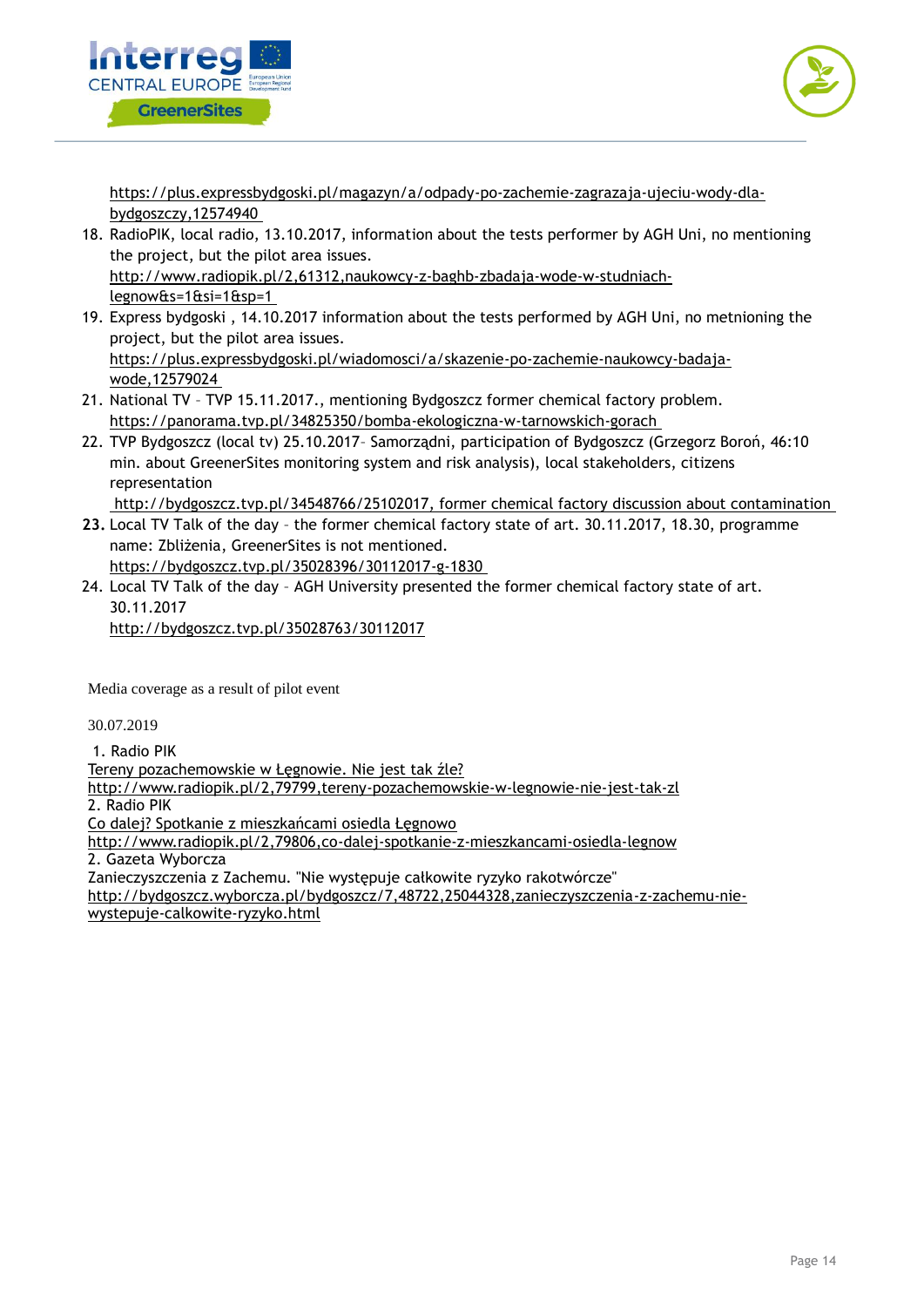https://plus.expressbydgoski.pl/magazyn/a/odpady-po-zachemie-zagrazaja-ujeciu-wody-dla-bydgoszczy,12574940

18. RadioPIK, local radio, 13.10.2017, information about the tests performer by AGH Uni, no mentioning the project, but the pilot area issues.
    http://www.radiopik.pl/2,61312,naukowcy-z-baghb-zbadaja-wode-w-studniach-legnow&s=1&si=1&sp=1
19. Express bydgoski , 14.10.2017 information about the tests performed by AGH Uni, no metnioning the project, but the pilot area issues.
    https://plus.expressbydgoski.pl/wiadomosci/a/skazenie-po-zachemie-naukowcy-badaja-wode,12579024
21. National TV – TVP 15.11.2017., mentioning Bydgoszcz former chemical factory problem.
    https://panorama.tvp.pl/34825350/bomba-ekologiczna-w-tarnowskich-gorach
22. TVP Bydgoszcz (local tv) 25.10.2017– Samorządni, participation of Bydgoszcz (Grzegorz Boroń, 46:10 min. about GreenerSites monitoring system and risk analysis), local stakeholders, citizens representation
    http://bydgoszcz.tvp.pl/34548766/25102017, former chemical factory discussion about contamination
23. Local TV Talk of the day – the former chemical factory state of art. 30.11.2017, 18.30, programme name: Zbliżenia, GreenerSites is not mentioned.
    https://bydgoszcz.tvp.pl/35028396/30112017-g-1830
24. Local TV Talk of the day – AGH University presented the former chemical factory state of art. 30.11.2017
    http://bydgoszcz.tvp.pl/35028763/30112017

Media coverage as a result of pilot event

30.07.2019

1. Radio PIK
Tereny pozachemowskie w Łęgnowie. Nie jest tak źle?
http://www.radiopik.pl/2,79799,tereny-pozachemowskie-w-legnowie-nie-jest-tak-zl
2. Radio PIK
Co dalej? Spotkanie z mieszkańcami osiedla Łęgnowo
http://www.radiopik.pl/2,79806,co-dalej-spotkanie-z-mieszkancami-osiedla-legnow
2. Gazeta Wyborcza
Zanieczyszczenia z Zachemu. "Nie występuje całkowite ryzyko rakotwórcze"
http://bydgoszcz.wyborcza.pl/bydgoszcz/7,48722,25044328,zanieczyszczenia-z-zachemu-nie-wystepuje-calkowite-ryzyko.html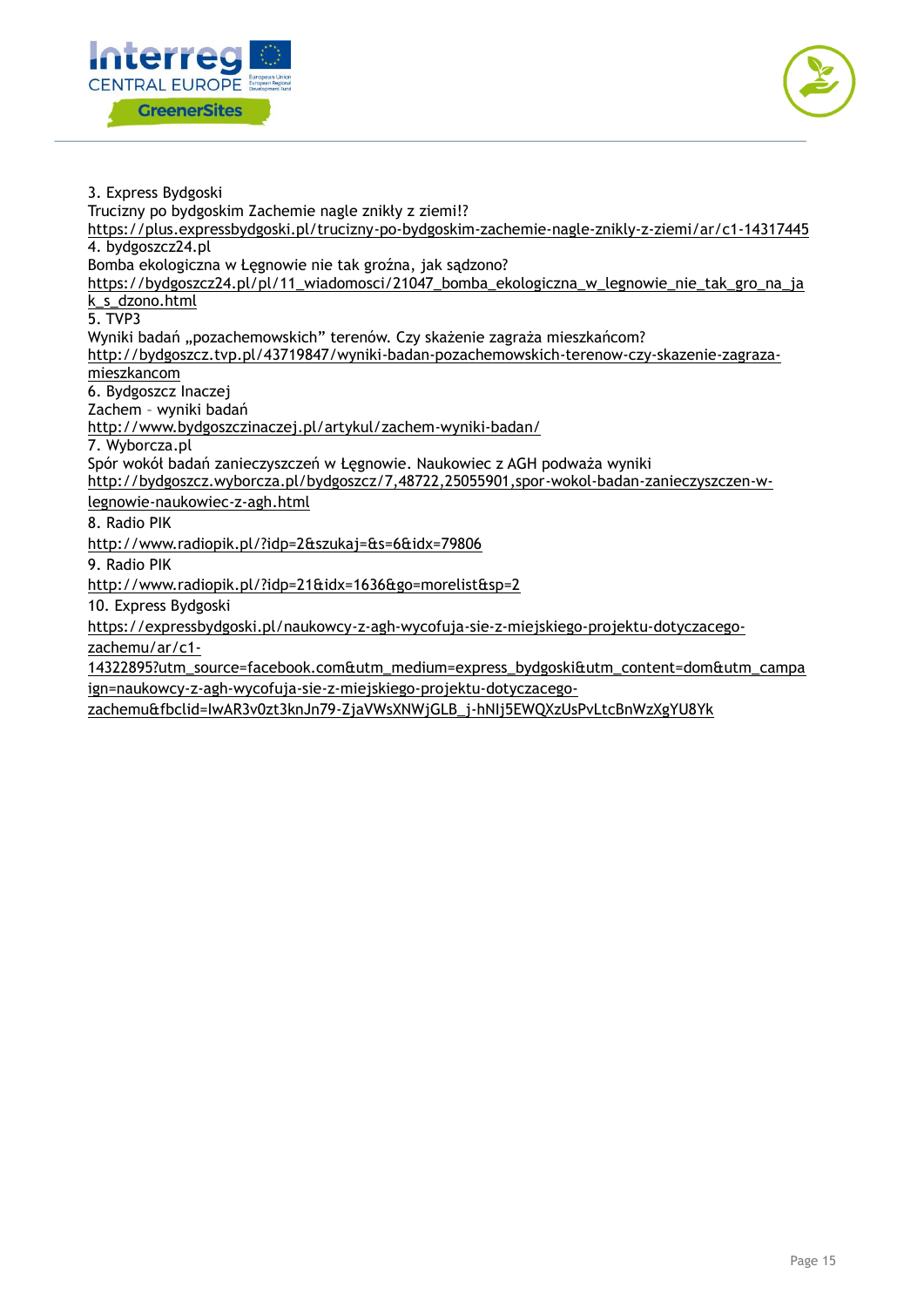3. Express Bydgoski
Trucizny po bydgoskim Zachemie nagle znikły z ziemi!?
https://plus.expressbydgoski.pl/trucizny-po-bydgoskim-zachemie-nagle-znikly-z-ziemi/ar/c1-14317445
4. bydgoszcz24.pl
Bomba ekologiczna w Łęgnowie nie tak groźna, jak sądzono?
https://bydgoszcz24.pl/pl/11_wiadomosci/21047_bomba_ekologiczna_w_legnowie_nie_tak_gro_na_ja k_s_dzono.html
5. TVP3
Wyniki badań „pozachemowskich" terenów. Czy skażenie zagraża mieszkańcom?
http://bydgoszcz.tvp.pl/43719847/wyniki-badan-pozachemowskich-terenow-czy-skazenie-zagraza-mieszkancom
6. Bydgoszcz Inaczej
Zachem – wyniki badań
http://www.bydgoszczinaczej.pl/artykul/zachem-wyniki-badan/
7. Wyborcza.pl
Spór wokół badań zanieczyszczeń w Łęgnowie. Naukowiec z AGH podważa wyniki
http://bydgoszcz.wyborcza.pl/bydgoszcz/7,48722,25055901,spor-wokol-badan-zanieczyszczen-w-legnowie-naukowiec-z-agh.html
8. Radio PIK
http://www.radiopik.pl/?idp=2&szukaj=&s=6&idx=79806
9. Radio PIK
http://www.radiopik.pl/?idp=21&idx=1636&go=morelist&sp=2
10. Express Bydgoski
https://expressbydgoski.pl/naukowcy-z-agh-wycofuja-sie-z-miejskiego-projektu-dotyczacego-zachemu/ar/c1-14322895?utm_source=facebook.com&utm_medium=express_bydgoski&utm_content=dom&utm_campaign=naukowcy-z-agh-wycofuja-sie-z-miejskiego-projektu-dotyczacego-zachemu&fbclid=IwAR3v0zt3knJn79-ZjaVWsXNWjGLB_j-hNIj5EWQXzUsPvLtcBnWzXgYU8Yk